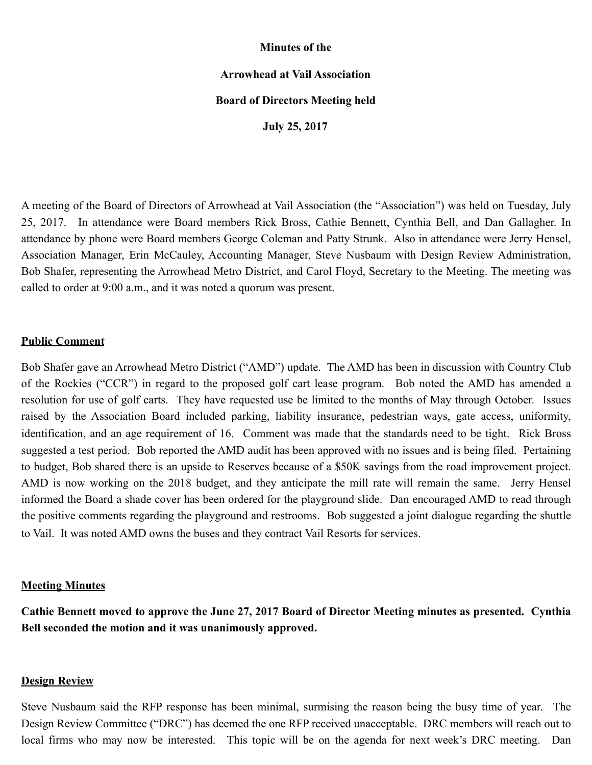**Minutes of the**

**Arrowhead at Vail Association**

**Board of Directors Meeting held**

**July 25, 2017**

A meeting of the Board of Directors of Arrowhead at Vail Association (the "Association") was held on Tuesday, July 25, 2017. In attendance were Board members Rick Bross, Cathie Bennett, Cynthia Bell, and Dan Gallagher. In attendance by phone were Board members George Coleman and Patty Strunk. Also in attendance were Jerry Hensel, Association Manager, Erin McCauley, Accounting Manager, Steve Nusbaum with Design Review Administration, Bob Shafer, representing the Arrowhead Metro District, and Carol Floyd, Secretary to the Meeting. The meeting was called to order at 9:00 a.m., and it was noted a quorum was present.

## Public Comment

Bob Shafer gave an Arrowhead Metro District ("AMD") update. The AMD has been in discussion with Country Club of the Rockies ("CCR") in regard to the proposed golf cart lease program. Bob noted the AMD has amended a resolution for use of golf carts. They have requested use be limited to the months of May through October. Issues raised by the Association Board included parking, liability insurance, pedestrian ways, gate access, uniformity, identification, and an age requirement of 16. Comment was made that the standards need to be tight. Rick Bross suggested a test period. Bob reported the AMD audit has been approved with no issues and is being filed. Pertaining to budget, Bob shared there is an upside to Reserves because of a $50K savings from the road improvement project. AMD is now working on the 2018 budget, and they anticipate the mill rate will remain the same. Jerry Hensel informed the Board a shade cover has been ordered for the playground slide. Dan encouraged AMD to read through the positive comments regarding the playground and restrooms. Bob suggested a joint dialogue regarding the shuttle to Vail. It was noted AMD owns the buses and they contract Vail Resorts for services.

## Meeting Minutes

**Cathie Bennett moved to approve the June 27, 2017 Board of Director Meeting minutes as presented. Cynthia Bell seconded the motion and it was unanimously approved.**

## Design Review

Steve Nusbaum said the RFP response has been minimal, surmising the reason being the busy time of year. The Design Review Committee ("DRC") has deemed the one RFP received unacceptable. DRC members will reach out to local firms who may now be interested. This topic will be on the agenda for next week's DRC meeting. Dan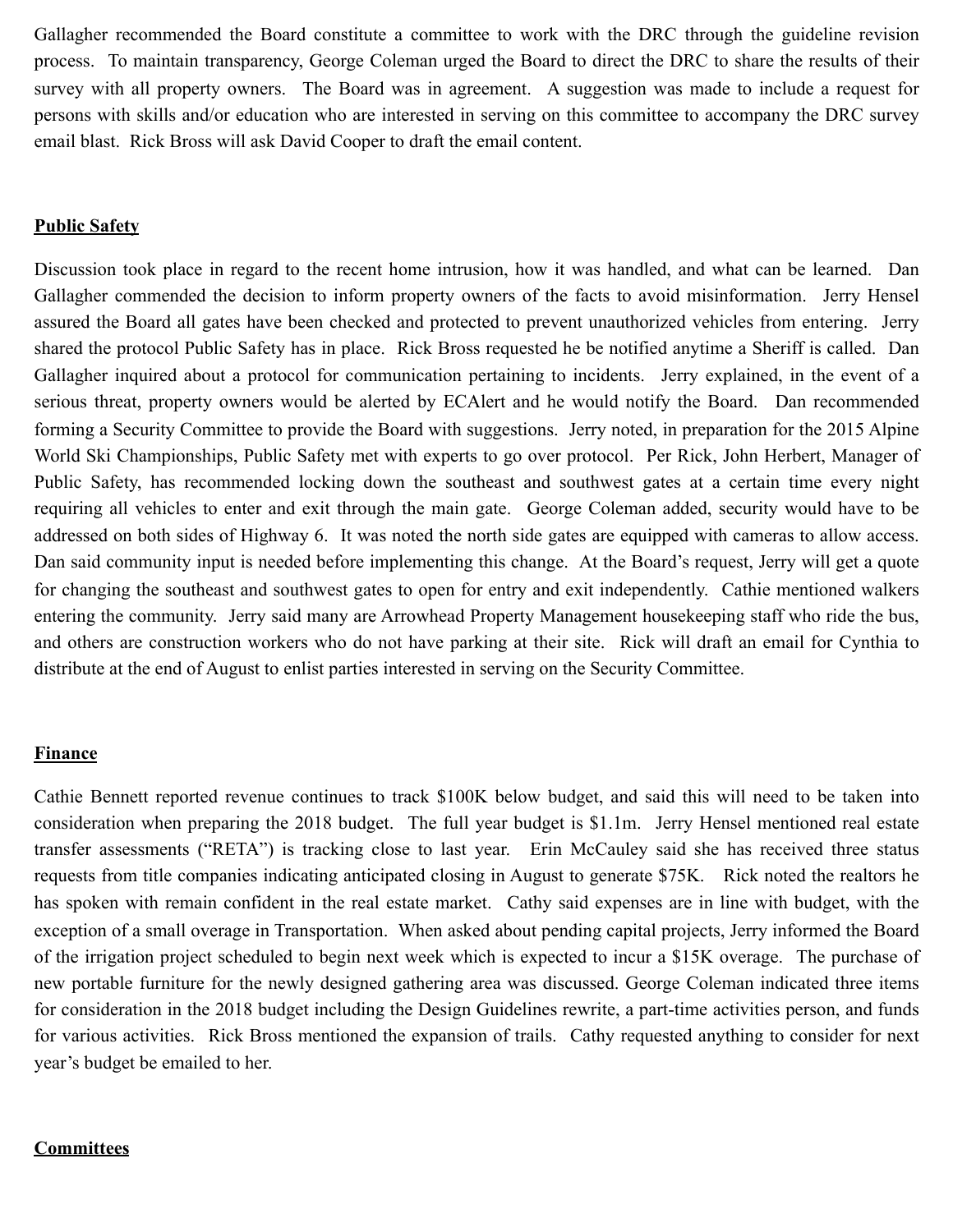Gallagher recommended the Board constitute a committee to work with the DRC through the guideline revision process. To maintain transparency, George Coleman urged the Board to direct the DRC to share the results of their survey with all property owners. The Board was in agreement. A suggestion was made to include a request for persons with skills and/or education who are interested in serving on this committee to accompany the DRC survey email blast. Rick Bross will ask David Cooper to draft the email content.

## Public Safety

Discussion took place in regard to the recent home intrusion, how it was handled, and what can be learned. Dan Gallagher commended the decision to inform property owners of the facts to avoid misinformation. Jerry Hensel assured the Board all gates have been checked and protected to prevent unauthorized vehicles from entering. Jerry shared the protocol Public Safety has in place. Rick Bross requested he be notified anytime a Sheriff is called. Dan Gallagher inquired about a protocol for communication pertaining to incidents. Jerry explained, in the event of a serious threat, property owners would be alerted by ECAlert and he would notify the Board. Dan recommended forming a Security Committee to provide the Board with suggestions. Jerry noted, in preparation for the 2015 Alpine World Ski Championships, Public Safety met with experts to go over protocol. Per Rick, John Herbert, Manager of Public Safety, has recommended locking down the southeast and southwest gates at a certain time every night requiring all vehicles to enter and exit through the main gate. George Coleman added, security would have to be addressed on both sides of Highway 6. It was noted the north side gates are equipped with cameras to allow access. Dan said community input is needed before implementing this change. At the Board's request, Jerry will get a quote for changing the southeast and southwest gates to open for entry and exit independently. Cathie mentioned walkers entering the community. Jerry said many are Arrowhead Property Management housekeeping staff who ride the bus, and others are construction workers who do not have parking at their site. Rick will draft an email for Cynthia to distribute at the end of August to enlist parties interested in serving on the Security Committee.

## Finance

Cathie Bennett reported revenue continues to track $100K below budget, and said this will need to be taken into consideration when preparing the 2018 budget. The full year budget is $1.1m. Jerry Hensel mentioned real estate transfer assessments ("RETA") is tracking close to last year. Erin McCauley said she has received three status requests from title companies indicating anticipated closing in August to generate $75K. Rick noted the realtors he has spoken with remain confident in the real estate market. Cathy said expenses are in line with budget, with the exception of a small overage in Transportation. When asked about pending capital projects, Jerry informed the Board of the irrigation project scheduled to begin next week which is expected to incur a $15K overage. The purchase of new portable furniture for the newly designed gathering area was discussed. George Coleman indicated three items for consideration in the 2018 budget including the Design Guidelines rewrite, a part-time activities person, and funds for various activities. Rick Bross mentioned the expansion of trails. Cathy requested anything to consider for next year's budget be emailed to her.

## Committees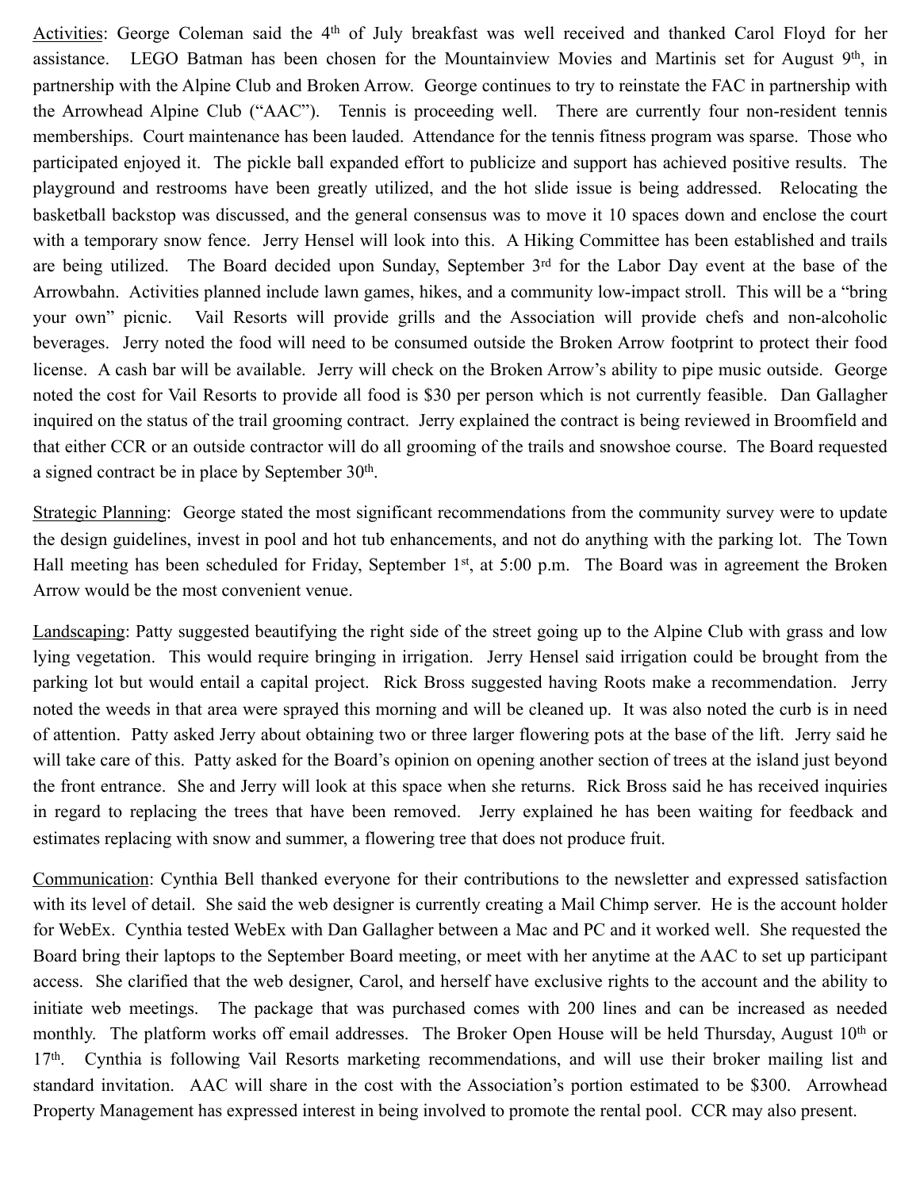Activities: George Coleman said the 4th of July breakfast was well received and thanked Carol Floyd for her assistance. LEGO Batman has been chosen for the Mountainview Movies and Martinis set for August 9th, in partnership with the Alpine Club and Broken Arrow. George continues to try to reinstate the FAC in partnership with the Arrowhead Alpine Club ("AAC"). Tennis is proceeding well. There are currently four non-resident tennis memberships. Court maintenance has been lauded. Attendance for the tennis fitness program was sparse. Those who participated enjoyed it. The pickle ball expanded effort to publicize and support has achieved positive results. The playground and restrooms have been greatly utilized, and the hot slide issue is being addressed. Relocating the basketball backstop was discussed, and the general consensus was to move it 10 spaces down and enclose the court with a temporary snow fence. Jerry Hensel will look into this. A Hiking Committee has been established and trails are being utilized. The Board decided upon Sunday, September 3rd for the Labor Day event at the base of the Arrowbahn. Activities planned include lawn games, hikes, and a community low-impact stroll. This will be a "bring your own" picnic. Vail Resorts will provide grills and the Association will provide chefs and non-alcoholic beverages. Jerry noted the food will need to be consumed outside the Broken Arrow footprint to protect their food license. A cash bar will be available. Jerry will check on the Broken Arrow's ability to pipe music outside. George noted the cost for Vail Resorts to provide all food is $30 per person which is not currently feasible. Dan Gallagher inquired on the status of the trail grooming contract. Jerry explained the contract is being reviewed in Broomfield and that either CCR or an outside contractor will do all grooming of the trails and snowshoe course. The Board requested a signed contract be in place by September 30th.

Strategic Planning: George stated the most significant recommendations from the community survey were to update the design guidelines, invest in pool and hot tub enhancements, and not do anything with the parking lot. The Town Hall meeting has been scheduled for Friday, September 1st, at 5:00 p.m. The Board was in agreement the Broken Arrow would be the most convenient venue.

Landscaping: Patty suggested beautifying the right side of the street going up to the Alpine Club with grass and low lying vegetation. This would require bringing in irrigation. Jerry Hensel said irrigation could be brought from the parking lot but would entail a capital project. Rick Bross suggested having Roots make a recommendation. Jerry noted the weeds in that area were sprayed this morning and will be cleaned up. It was also noted the curb is in need of attention. Patty asked Jerry about obtaining two or three larger flowering pots at the base of the lift. Jerry said he will take care of this. Patty asked for the Board's opinion on opening another section of trees at the island just beyond the front entrance. She and Jerry will look at this space when she returns. Rick Bross said he has received inquiries in regard to replacing the trees that have been removed. Jerry explained he has been waiting for feedback and estimates replacing with snow and summer, a flowering tree that does not produce fruit.

Communication: Cynthia Bell thanked everyone for their contributions to the newsletter and expressed satisfaction with its level of detail. She said the web designer is currently creating a Mail Chimp server. He is the account holder for WebEx. Cynthia tested WebEx with Dan Gallagher between a Mac and PC and it worked well. She requested the Board bring their laptops to the September Board meeting, or meet with her anytime at the AAC to set up participant access. She clarified that the web designer, Carol, and herself have exclusive rights to the account and the ability to initiate web meetings. The package that was purchased comes with 200 lines and can be increased as needed monthly. The platform works off email addresses. The Broker Open House will be held Thursday, August 10th or 17th. Cynthia is following Vail Resorts marketing recommendations, and will use their broker mailing list and standard invitation. AAC will share in the cost with the Association's portion estimated to be $300. Arrowhead Property Management has expressed interest in being involved to promote the rental pool. CCR may also present.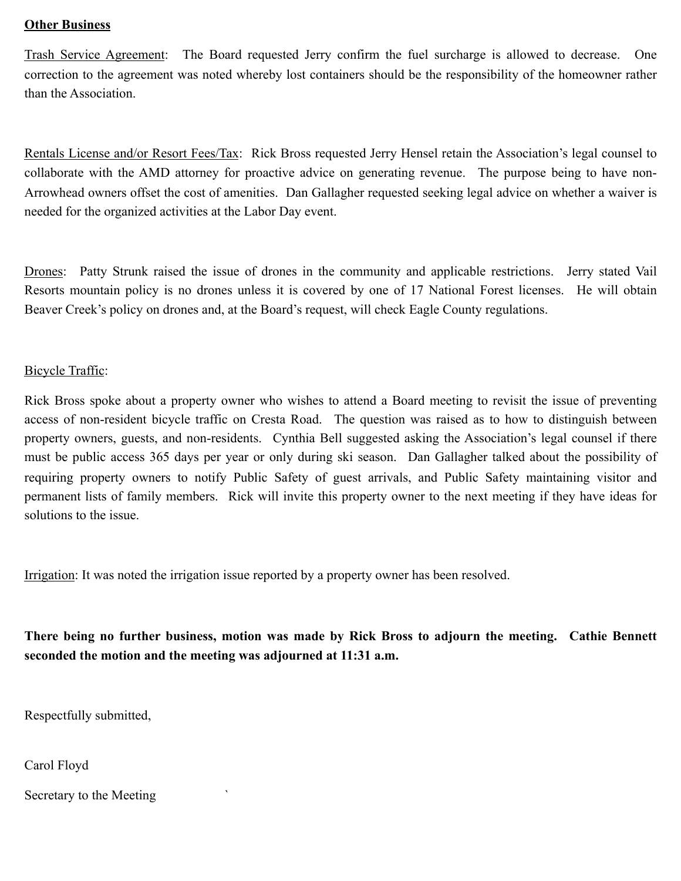**Other Business**

Trash Service Agreement: The Board requested Jerry confirm the fuel surcharge is allowed to decrease. One correction to the agreement was noted whereby lost containers should be the responsibility of the homeowner rather than the Association.

Rentals License and/or Resort Fees/Tax: Rick Bross requested Jerry Hensel retain the Association's legal counsel to collaborate with the AMD attorney for proactive advice on generating revenue. The purpose being to have non-Arrowhead owners offset the cost of amenities. Dan Gallagher requested seeking legal advice on whether a waiver is needed for the organized activities at the Labor Day event.

Drones: Patty Strunk raised the issue of drones in the community and applicable restrictions. Jerry stated Vail Resorts mountain policy is no drones unless it is covered by one of 17 National Forest licenses. He will obtain Beaver Creek's policy on drones and, at the Board's request, will check Eagle County regulations.

Bicycle Traffic:

Rick Bross spoke about a property owner who wishes to attend a Board meeting to revisit the issue of preventing access of non-resident bicycle traffic on Cresta Road. The question was raised as to how to distinguish between property owners, guests, and non-residents. Cynthia Bell suggested asking the Association's legal counsel if there must be public access 365 days per year or only during ski season. Dan Gallagher talked about the possibility of requiring property owners to notify Public Safety of guest arrivals, and Public Safety maintaining visitor and permanent lists of family members. Rick will invite this property owner to the next meeting if they have ideas for solutions to the issue.

Irrigation: It was noted the irrigation issue reported by a property owner has been resolved.

**There being no further business, motion was made by Rick Bross to adjourn the meeting. Cathie Bennett seconded the motion and the meeting was adjourned at 11:31 a.m.**

Respectfully submitted,

Carol Floyd

Secretary to the Meeting